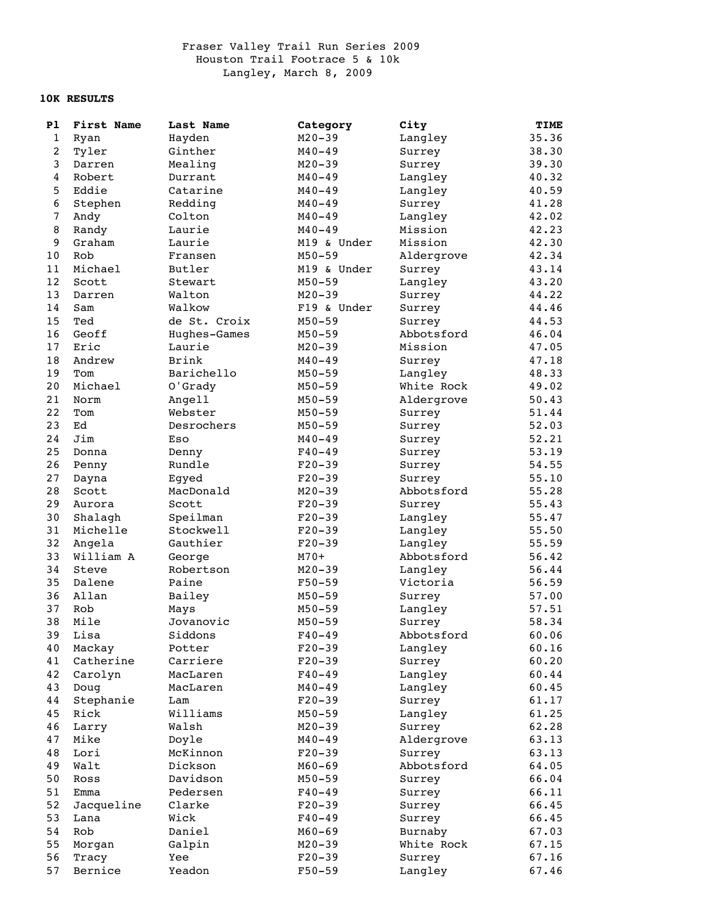Fraser Valley Trail Run Series 2009
Houston Trail Footrace 5 & 10k
Langley, March 8, 2009

**10K RESULTS**

| Pl | First Name | Last Name | Category | City | TIME |
|---|---|---|---|---|---|
| 1 | Ryan | Hayden | M20-39 | Langley | 35.36 |
| 2 | Tyler | Ginther | M40-49 | Surrey | 38.30 |
| 3 | Darren | Mealing | M20-39 | Surrey | 39.30 |
| 4 | Robert | Durrant | M40-49 | Langley | 40.32 |
| 5 | Eddie | Catarine | M40-49 | Langley | 40.59 |
| 6 | Stephen | Redding | M40-49 | Surrey | 41.28 |
| 7 | Andy | Colton | M40-49 | Langley | 42.02 |
| 8 | Randy | Laurie | M40-49 | Mission | 42.23 |
| 9 | Graham | Laurie | M19 & Under | Mission | 42.30 |
| 10 | Rob | Fransen | M50-59 | Aldergrove | 42.34 |
| 11 | Michael | Butler | M19 & Under | Surrey | 43.14 |
| 12 | Scott | Stewart | M50-59 | Langley | 43.20 |
| 13 | Darren | Walton | M20-39 | Surrey | 44.22 |
| 14 | Sam | Walkow | F19 & Under | Surrey | 44.46 |
| 15 | Ted | de St. Croix | M50-59 | Surrey | 44.53 |
| 16 | Geoff | Hughes-Games | M50-59 | Abbotsford | 46.04 |
| 17 | Eric | Laurie | M20-39 | Mission | 47.05 |
| 18 | Andrew | Brink | M40-49 | Surrey | 47.18 |
| 19 | Tom | Barichello | M50-59 | Langley | 48.33 |
| 20 | Michael | O'Grady | M50-59 | White Rock | 49.02 |
| 21 | Norm | Angell | M50-59 | Aldergrove | 50.43 |
| 22 | Tom | Webster | M50-59 | Surrey | 51.44 |
| 23 | Ed | Desrochers | M50-59 | Surrey | 52.03 |
| 24 | Jim | Eso | M40-49 | Surrey | 52.21 |
| 25 | Donna | Denny | F40-49 | Surrey | 53.19 |
| 26 | Penny | Rundle | F20-39 | Surrey | 54.55 |
| 27 | Dayna | Egyed | F20-39 | Surrey | 55.10 |
| 28 | Scott | MacDonald | M20-39 | Abbotsford | 55.28 |
| 29 | Aurora | Scott | F20-39 | Surrey | 55.43 |
| 30 | Shalagh | Speilman | F20-39 | Langley | 55.47 |
| 31 | Michelle | Stockwell | F20-39 | Langley | 55.50 |
| 32 | Angela | Gauthier | F20-39 | Langley | 55.59 |
| 33 | William A | George | M70+ | Abbotsford | 56.42 |
| 34 | Steve | Robertson | M20-39 | Langley | 56.44 |
| 35 | Dalene | Paine | F50-59 | Victoria | 56.59 |
| 36 | Allan | Bailey | M50-59 | Surrey | 57.00 |
| 37 | Rob | Mays | M50-59 | Langley | 57.51 |
| 38 | Mile | Jovanovic | M50-59 | Surrey | 58.34 |
| 39 | Lisa | Siddons | F40-49 | Abbotsford | 60.06 |
| 40 | Mackay | Potter | F20-39 | Langley | 60.16 |
| 41 | Catherine | Carriere | F20-39 | Surrey | 60.20 |
| 42 | Carolyn | MacLaren | F40-49 | Langley | 60.44 |
| 43 | Doug | MacLaren | M40-49 | Langley | 60.45 |
| 44 | Stephanie | Lam | F20-39 | Surrey | 61.17 |
| 45 | Rick | Williams | M50-59 | Langley | 61.25 |
| 46 | Larry | Walsh | M20-39 | Surrey | 62.28 |
| 47 | Mike | Doyle | M40-49 | Aldergrove | 63.13 |
| 48 | Lori | McKinnon | F20-39 | Surrey | 63.13 |
| 49 | Walt | Dickson | M60-69 | Abbotsford | 64.05 |
| 50 | Ross | Davidson | M50-59 | Surrey | 66.04 |
| 51 | Emma | Pedersen | F40-49 | Surrey | 66.11 |
| 52 | Jacqueline | Clarke | F20-39 | Surrey | 66.45 |
| 53 | Lana | Wick | F40-49 | Surrey | 66.45 |
| 54 | Rob | Daniel | M60-69 | Burnaby | 67.03 |
| 55 | Morgan | Galpin | M20-39 | White Rock | 67.15 |
| 56 | Tracy | Yee | F20-39 | Surrey | 67.16 |
| 57 | Bernice | Yeadon | F50-59 | Langley | 67.46 |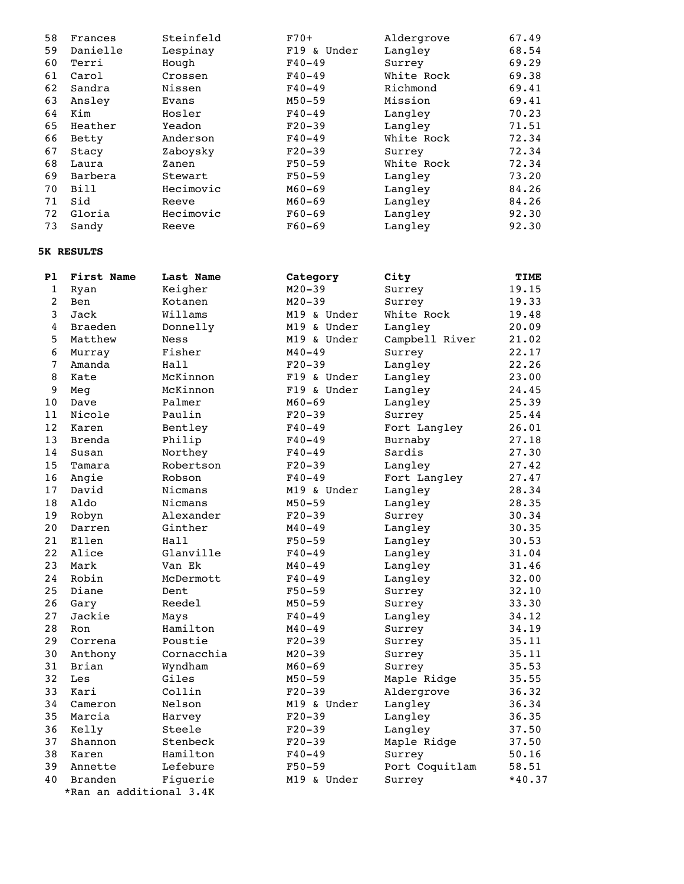| | | | | | |
|---|---|---|---|---|---|
| 58 | Frances | Steinfeld | F70+ | Aldergrove | 67.49 |
| 59 | Danielle | Lespinay | F19 & Under | Langley | 68.54 |
| 60 | Terri | Hough | F40-49 | Surrey | 69.29 |
| 61 | Carol | Crossen | F40-49 | White Rock | 69.38 |
| 62 | Sandra | Nissen | F40-49 | Richmond | 69.41 |
| 63 | Ansley | Evans | M50-59 | Mission | 69.41 |
| 64 | Kim | Hosler | F40-49 | Langley | 70.23 |
| 65 | Heather | Yeadon | F20-39 | Langley | 71.51 |
| 66 | Betty | Anderson | F40-49 | White Rock | 72.34 |
| 67 | Stacy | Zaboysky | F20-39 | Surrey | 72.34 |
| 68 | Laura | Zanen | F50-59 | White Rock | 72.34 |
| 69 | Barbera | Stewart | F50-59 | Langley | 73.20 |
| 70 | Bill | Hecimovic | M60-69 | Langley | 84.26 |
| 71 | Sid | Reeve | M60-69 | Langley | 84.26 |
| 72 | Gloria | Hecimovic | F60-69 | Langley | 92.30 |
| 73 | Sandy | Reeve | F60-69 | Langley | 92.30 |

**5K RESULTS**

| Pl | First Name | Last Name | Category | City | TIME |
|---|---|---|---|---|---|
| 1 | Ryan | Keigher | M20-39 | Surrey | 19.15 |
| 2 | Ben | Kotanen | M20-39 | Surrey | 19.33 |
| 3 | Jack | Willams | M19 & Under | White Rock | 19.48 |
| 4 | Braeden | Donnelly | M19 & Under | Langley | 20.09 |
| 5 | Matthew | Ness | M19 & Under | Campbell River | 21.02 |
| 6 | Murray | Fisher | M40-49 | Surrey | 22.17 |
| 7 | Amanda | Hall | F20-39 | Langley | 22.26 |
| 8 | Kate | McKinnon | F19 & Under | Langley | 23.00 |
| 9 | Meg | McKinnon | F19 & Under | Langley | 24.45 |
| 10 | Dave | Palmer | M60-69 | Langley | 25.39 |
| 11 | Nicole | Paulin | F20-39 | Surrey | 25.44 |
| 12 | Karen | Bentley | F40-49 | Fort Langley | 26.01 |
| 13 | Brenda | Philip | F40-49 | Burnaby | 27.18 |
| 14 | Susan | Northey | F40-49 | Sardis | 27.30 |
| 15 | Tamara | Robertson | F20-39 | Langley | 27.42 |
| 16 | Angie | Robson | F40-49 | Fort Langley | 27.47 |
| 17 | David | Nicmans | M19 & Under | Langley | 28.34 |
| 18 | Aldo | Nicmans | M50-59 | Langley | 28.35 |
| 19 | Robyn | Alexander | F20-39 | Surrey | 30.34 |
| 20 | Darren | Ginther | M40-49 | Langley | 30.35 |
| 21 | Ellen | Hall | F50-59 | Langley | 30.53 |
| 22 | Alice | Glanville | F40-49 | Langley | 31.04 |
| 23 | Mark | Van Ek | M40-49 | Langley | 31.46 |
| 24 | Robin | McDermott | F40-49 | Langley | 32.00 |
| 25 | Diane | Dent | F50-59 | Surrey | 32.10 |
| 26 | Gary | Reedel | M50-59 | Surrey | 33.30 |
| 27 | Jackie | Mays | F40-49 | Langley | 34.12 |
| 28 | Ron | Hamilton | M40-49 | Surrey | 34.19 |
| 29 | Correna | Poustie | F20-39 | Surrey | 35.11 |
| 30 | Anthony | Cornacchia | M20-39 | Surrey | 35.11 |
| 31 | Brian | Wyndham | M60-69 | Surrey | 35.53 |
| 32 | Les | Giles | M50-59 | Maple Ridge | 35.55 |
| 33 | Kari | Collin | F20-39 | Aldergrove | 36.32 |
| 34 | Cameron | Nelson | M19 & Under | Langley | 36.34 |
| 35 | Marcia | Harvey | F20-39 | Langley | 36.35 |
| 36 | Kelly | Steele | F20-39 | Langley | 37.50 |
| 37 | Shannon | Stenbeck | F20-39 | Maple Ridge | 37.50 |
| 38 | Karen | Hamilton | F40-49 | Surrey | 50.16 |
| 39 | Annette | Lefebure | F50-59 | Port Coquitlam | 58.51 |
| 40 | Branden | Figuerie | M19 & Under | Surrey | *40.37 |

*Ran an additional 3.4K